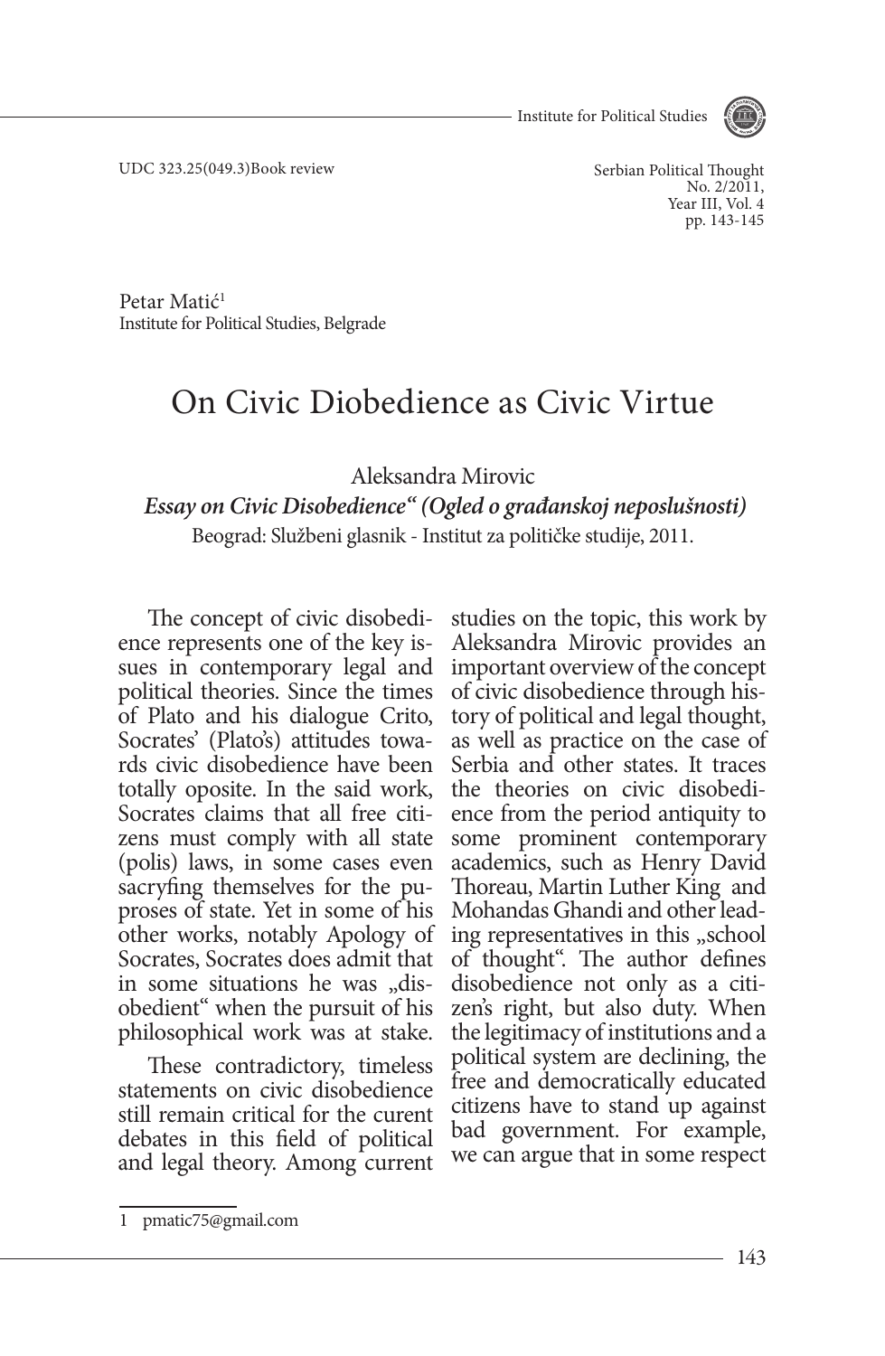UDC 323.25(049.3)Book review

Petar Matić[1]
Institute for Political Studies, Belgrade

# On Civic Diobedience as Civic Virtue

Aleksandra Mirovic
***Essay on Civic Disobedience" (Ogled o građanskoj neposlušnosti)***
Beograd: Službeni glasnik - Institut za političke studije, 2011.

The concept of civic disobedience represents one of the key issues in contemporary legal and political theories. Since the times of Plato and his dialogue Crito, Socrates' (Plato's) attitudes towards civic disobedience have been totally oposite. In the said work, Socrates claims that all free citizens must comply with all state (polis) laws, in some cases even sacryfing themselves for the purposes of state. Yet in some of his other works, notably Apology of Socrates, Socrates does admit that in some situations he was „disobedient" when the pursuit of his philosophical work was at stake.

These contradictory, timeless statements on civic disobedience still remain critical for the curent debates in this field of political and legal theory. Among current studies on the topic, this work by Aleksandra Mirovic provides an important overview of the concept of civic disobedience through history of political and legal thought, as well as practice on the case of Serbia and other states. It traces the theories on civic disobedience from the period antiquity to some prominent contemporary academics, such as Henry David Thoreau, Martin Luther King and Mohandas Ghandi and other leading representatives in this „school of thought". The author defines disobedience not only as a citizen's right, but also duty. When the legitimacy of institutions and a political system are declining, the free and democratically educated citizens have to stand up against bad government. For example, we can argue that in some respect

---

[1] pmatic75@gmail.com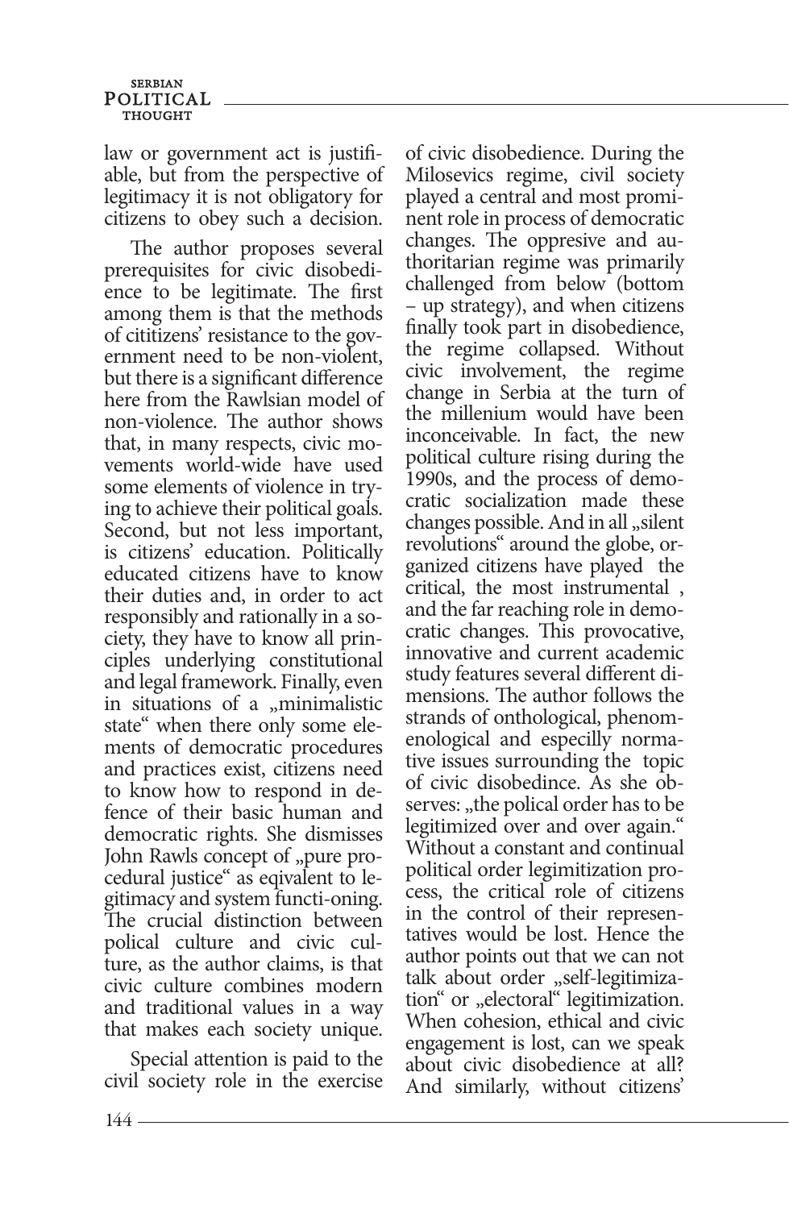law or government act is justifiable, but from the perspective of legitimacy it is not obligatory for citizens to obey such a decision.

The author proposes several prerequisites for civic disobedience to be legitimate. The first among them is that the methods of cititizens' resistance to the government need to be non-violent, but there is a significant difference here from the Rawlsian model of non-violence. The author shows that, in many respects, civic movements world-wide have used some elements of violence in trying to achieve their political goals. Second, but not less important, is citizens' education. Politically educated citizens have to know their duties and, in order to act responsibly and rationally in a society, they have to know all principles underlying constitutional and legal framework. Finally, even in situations of a „minimalistic state" when there only some elements of democratic procedures and practices exist, citizens need to know how to respond in defence of their basic human and democratic rights. She dismisses John Rawls concept of „pure procedural justice" as eqivalent to legitimacy and system functi-oning. The crucial distinction between polical culture and civic culture, as the author claims, is that civic culture combines modern and traditional values in a way that makes each society unique.

Special attention is paid to the civil society role in the exercise of civic disobedience. During the Milosevics regime, civil society played a central and most prominent role in process of democratic changes. The oppresive and authoritarian regime was primarily challenged from below (bottom – up strategy), and when citizens finally took part in disobedience, the regime collapsed. Without civic involvement, the regime change in Serbia at the turn of the millenium would have been inconceivable. In fact, the new political culture rising during the 1990s, and the process of democratic socialization made these changes possible. And in all „silent revolutions" around the globe, organized citizens have played the critical, the most instrumental , and the far reaching role in democratic changes. This provocative, innovative and current academic study features several different dimensions. The author follows the strands of onthological, phenomenological and especilly normative issues surrounding the topic of civic disobedince. As she observes: „the polical order has to be legitimized over and over again." Without a constant and continual political order legimitization process, the critical role of citizens in the control of their representatives would be lost. Hence the author points out that we can not talk about order „self-legitimization" or „electoral" legitimization. When cohesion, ethical and civic engagement is lost, can we speak about civic disobedience at all? And similarly, without citizens'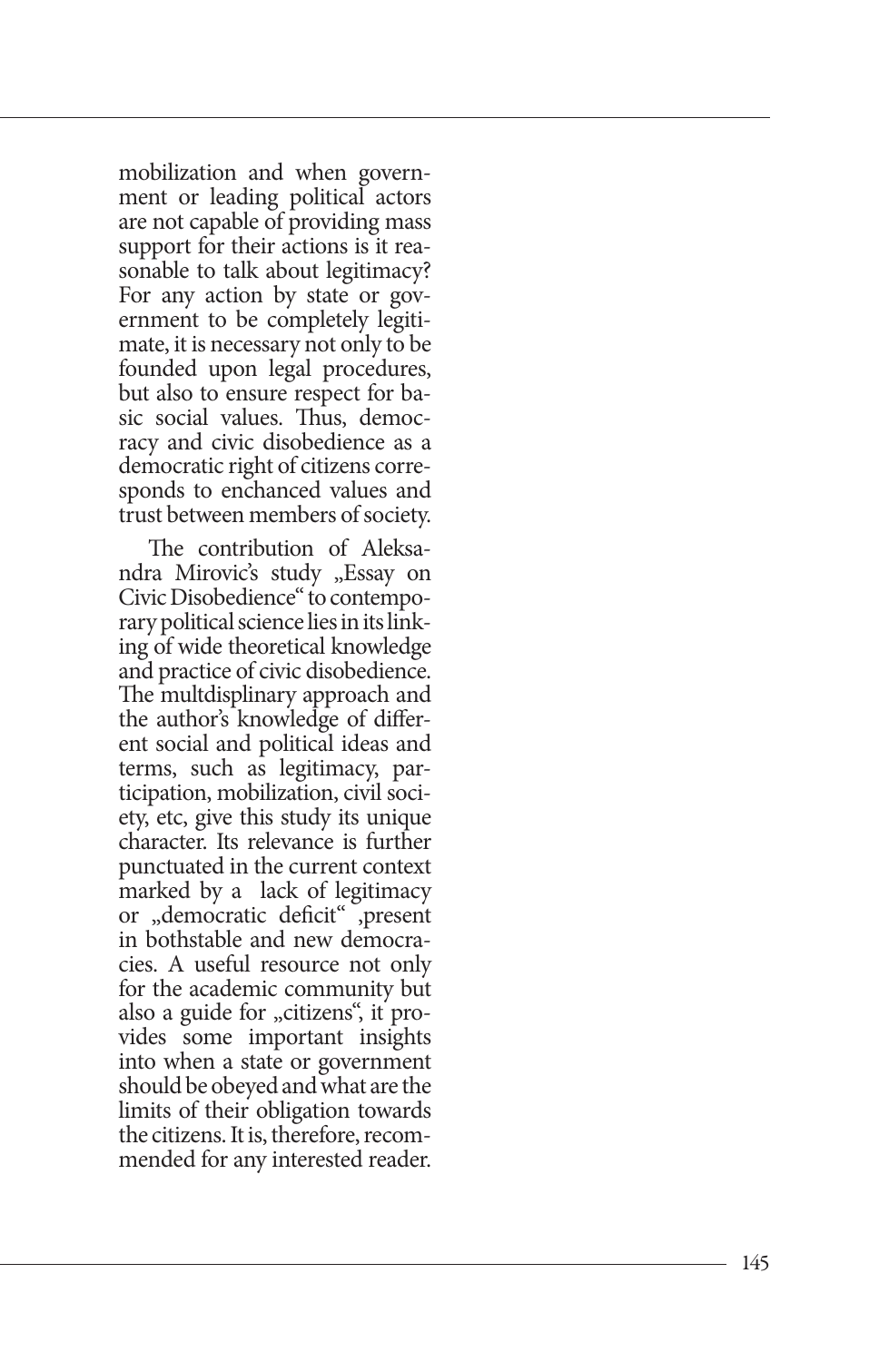mobilization and when government or leading political actors are not capable of providing mass support for their actions is it reasonable to talk about legitimacy? For any action by state or government to be completely legitimate, it is necessary not only to be founded upon legal procedures, but also to ensure respect for basic social values. Thus, democracy and civic disobedience as a democratic right of citizens corresponds to enchanced values and trust between members of society.

The contribution of Aleksandra Mirovic's study „Essay on Civic Disobedience" to contemporary political science lies in its linking of wide theoretical knowledge and practice of civic disobedience. The multdisplinary approach and the author's knowledge of different social and political ideas and terms, such as legitimacy, participation, mobilization, civil society, etc, give this study its unique character. Its relevance is further punctuated in the current context marked by a lack of legitimacy or „democratic deficit" ,present in bothstable and new democracies. A useful resource not only for the academic community but also a guide for „citizens", it provides some important insights into when a state or government should be obeyed and what are the limits of their obligation towards the citizens. It is, therefore, recommended for any interested reader.